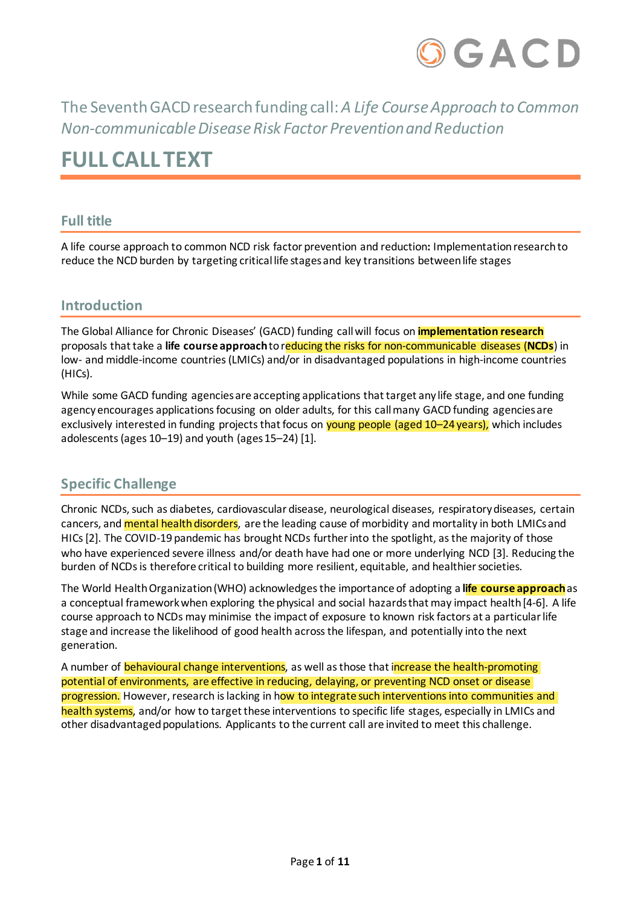GACD

The Seventh GACD research funding call: *A Life Course Approach to Common Non-communicable Disease Risk Factor Prevention and Reduction*

# FULL CALL TEXT

## Full title

A life course approach to common NCD risk factor prevention and reduction**:** Implementation research to reduce the NCD burden by targeting critical life stages and key transitions between life stages

## Introduction

The Global Alliance for Chronic Diseases' (GACD) funding call will focus on **implementation research** proposals that take a **life course approach** to reducing the risks for non-communicable diseases (**NCDs**) in low- and middle-income countries (LMICs) and/or in disadvantaged populations in high-income countries (HICs).

While some GACD funding agencies are accepting applications that target any life stage, and one funding agency encourages applications focusing on older adults, for this call many GACD funding agencies are exclusively interested in funding projects that focus on young people (aged 10–24 years), which includes adolescents (ages 10–19) and youth (ages 15–24) [1].

## Specific Challenge

Chronic NCDs, such as diabetes, cardiovascular disease, neurological diseases, respiratory diseases, certain cancers, and mental health disorders, are the leading cause of morbidity and mortality in both LMICs and HICs [2]. The COVID-19 pandemic has brought NCDs further into the spotlight, as the majority of those who have experienced severe illness and/or death have had one or more underlying NCD [3]. Reducing the burden of NCDs is therefore critical to building more resilient, equitable, and healthier societies.

The World Health Organization (WHO) acknowledges the importance of adopting a **life course approach** as a conceptual framework when exploring the physical and social hazards that may impact health [4-6]. A life course approach to NCDs may minimise the impact of exposure to known risk factors at a particular life stage and increase the likelihood of good health across the lifespan, and potentially into the next generation.

A number of behavioural change interventions, as well as those that increase the health-promoting potential of environments, are effective in reducing, delaying, or preventing NCD onset or disease progression. However, research is lacking in how to integrate such interventions into communities and health systems, and/or how to target these interventions to specific life stages, especially in LMICs and other disadvantaged populations. Applicants to the current call are invited to meet this challenge.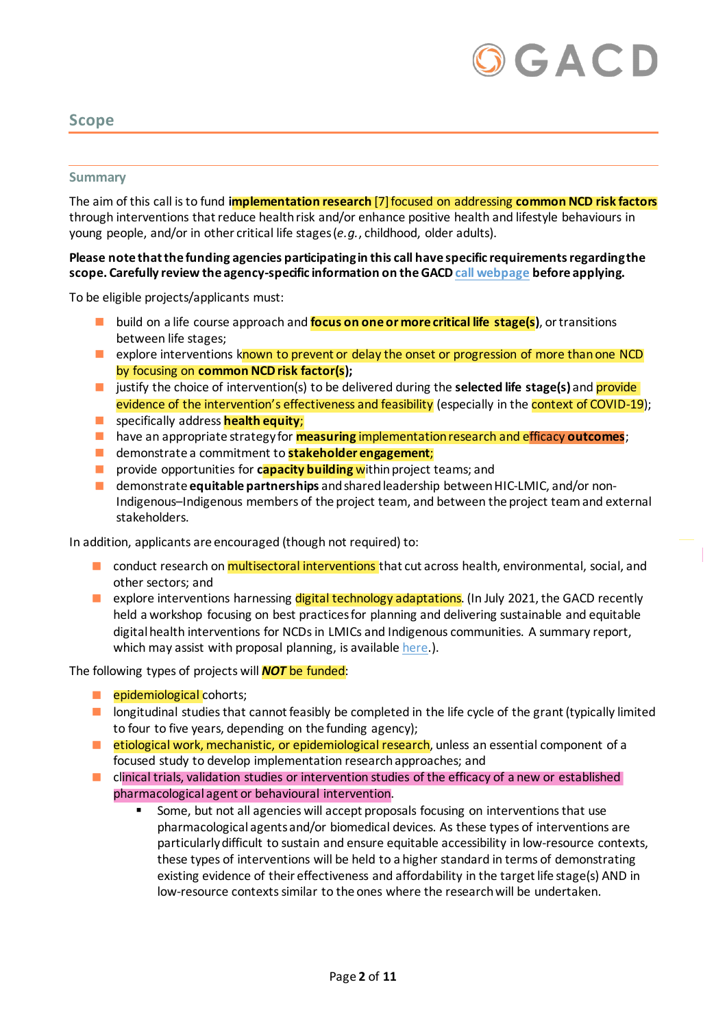## Scope

### Summary

The aim of this call is to fund **implementation research** [7] focused on addressing **common NCD risk factors** through interventions that reduce health risk and/or enhance positive health and lifestyle behaviours in young people, and/or in other critical life stages (*e.g.*, childhood, older adults).

**Please note that the funding agencies participating in this call have specific requirements regarding the scope. Carefully review the agency-specific information on the GACD call webpage before applying.**

To be eligible projects/applicants must:

- build on a life course approach and **focus on one or more critical life stage(s)**, or transitions between life stages;
- explore interventions known to prevent or delay the onset or progression of more than one NCD by focusing on **common NCD risk factor(s);**
- justify the choice of intervention(s) to be delivered during the **selected life stage(s)** and provide evidence of the intervention's effectiveness and feasibility (especially in the context of COVID-19);
- specifically address **health equity**;
- have an appropriate strategy for **measuring** implementation research and efficacy **outcomes**;
- demonstrate a commitment to **stakeholder engagement**;
- provide opportunities for **capacity building** within project teams; and
- demonstrate **equitable partnerships** and shared leadership between HIC-LMIC, and/or non-Indigenous–Indigenous members of the project team, and between the project team and external stakeholders.

In addition, applicants are encouraged (though not required) to:

- conduct research on multisectoral interventions that cut across health, environmental, social, and other sectors; and
- explore interventions harnessing digital technology adaptations. (In July 2021, the GACD recently held a workshop focusing on best practices for planning and delivering sustainable and equitable digital health interventions for NCDs in LMICs and Indigenous communities. A summary report, which may assist with proposal planning, is available here.).

The following types of projects will ***NOT*** be funded:

- epidemiological cohorts;
- longitudinal studies that cannot feasibly be completed in the life cycle of the grant (typically limited to four to five years, depending on the funding agency);
- etiological work, mechanistic, or epidemiological research, unless an essential component of a focused study to develop implementation research approaches; and
- clinical trials, validation studies or intervention studies of the efficacy of a new or established pharmacological agent or behavioural intervention.
  - Some, but not all agencies will accept proposals focusing on interventions that use pharmacological agents and/or biomedical devices. As these types of interventions are particularly difficult to sustain and ensure equitable accessibility in low-resource contexts, these types of interventions will be held to a higher standard in terms of demonstrating existing evidence of their effectiveness and affordability in the target life stage(s) AND in low-resource contexts similar to the ones where the research will be undertaken.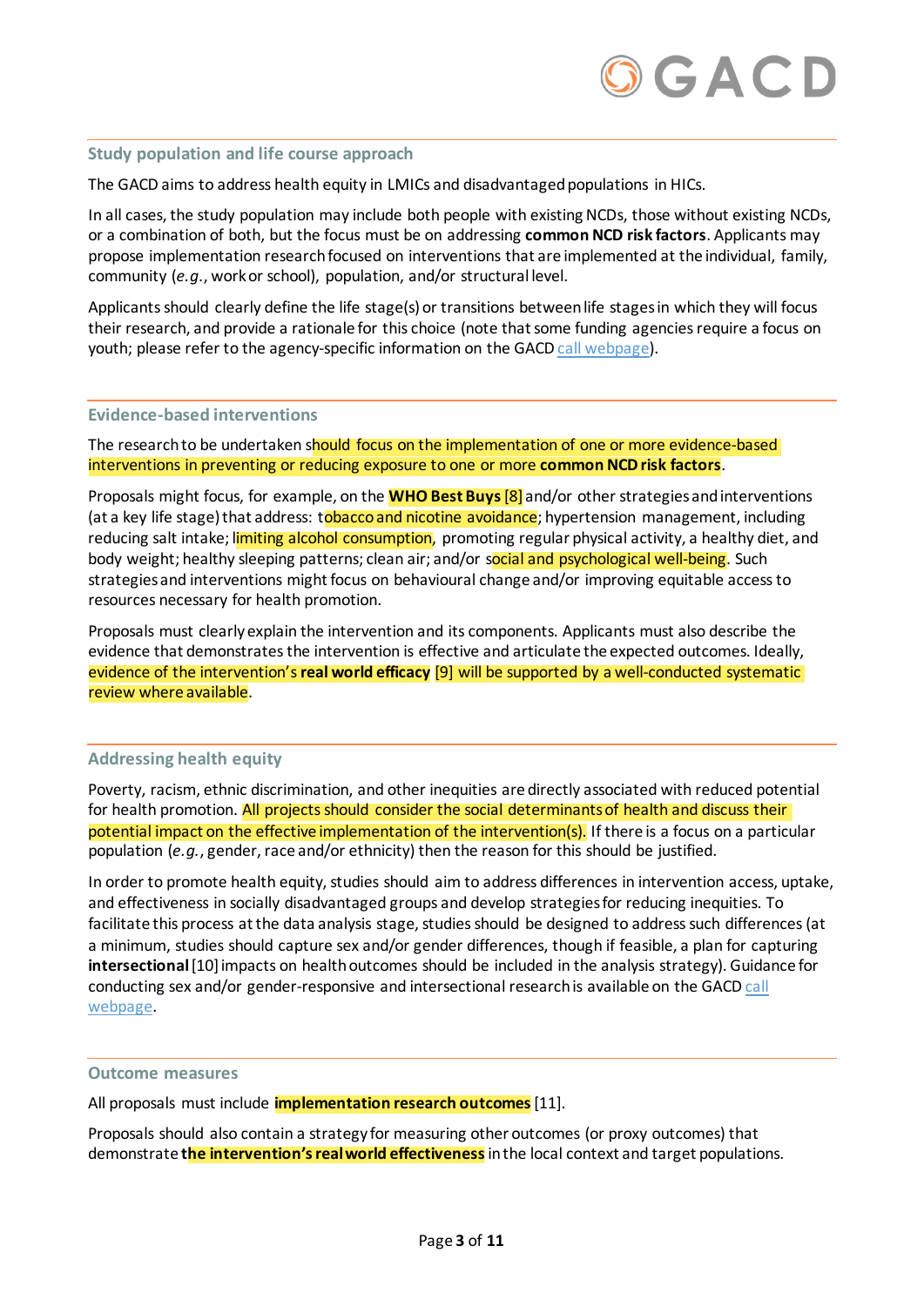## Study population and life course approach

The GACD aims to address health equity in LMICs and disadvantaged populations in HICs.

In all cases, the study population may include both people with existing NCDs, those without existing NCDs, or a combination of both, but the focus must be on addressing **common NCD risk factors**. Applicants may propose implementation research focused on interventions that are implemented at the individual, family, community (*e.g.*, work or school), population, and/or structural level.

Applicants should clearly define the life stage(s) or transitions between life stages in which they will focus their research, and provide a rationale for this choice (note that some funding agencies require a focus on youth; please refer to the agency-specific information on the GACD call webpage).

## Evidence-based interventions

The research to be undertaken should focus on the implementation of one or more evidence-based interventions in preventing or reducing exposure to one or more **common NCD risk factors**.

Proposals might focus, for example, on the **WHO Best Buys** [8] and/or other strategies and interventions (at a key life stage) that address: tobacco and nicotine avoidance; hypertension management, including reducing salt intake; limiting alcohol consumption, promoting regular physical activity, a healthy diet, and body weight; healthy sleeping patterns; clean air; and/or social and psychological well-being. Such strategies and interventions might focus on behavioural change and/or improving equitable access to resources necessary for health promotion.

Proposals must clearly explain the intervention and its components. Applicants must also describe the evidence that demonstrates the intervention is effective and articulate the expected outcomes. Ideally, evidence of the intervention's **real world efficacy** [9] will be supported by a well-conducted systematic review where available.

## Addressing health equity

Poverty, racism, ethnic discrimination, and other inequities are directly associated with reduced potential for health promotion. All projects should consider the social determinants of health and discuss their potential impact on the effective implementation of the intervention(s). If there is a focus on a particular population (*e.g.*, gender, race and/or ethnicity) then the reason for this should be justified.

In order to promote health equity, studies should aim to address differences in intervention access, uptake, and effectiveness in socially disadvantaged groups and develop strategies for reducing inequities. To facilitate this process at the data analysis stage, studies should be designed to address such differences (at a minimum, studies should capture sex and/or gender differences, though if feasible, a plan for capturing **intersectional** [10] impacts on health outcomes should be included in the analysis strategy). Guidance for conducting sex and/or gender-responsive and intersectional research is available on the GACD call webpage.

## Outcome measures

All proposals must include **implementation research outcomes** [11].

Proposals should also contain a strategy for measuring other outcomes (or proxy outcomes) that demonstrate **the intervention's real world effectiveness** in the local context and target populations.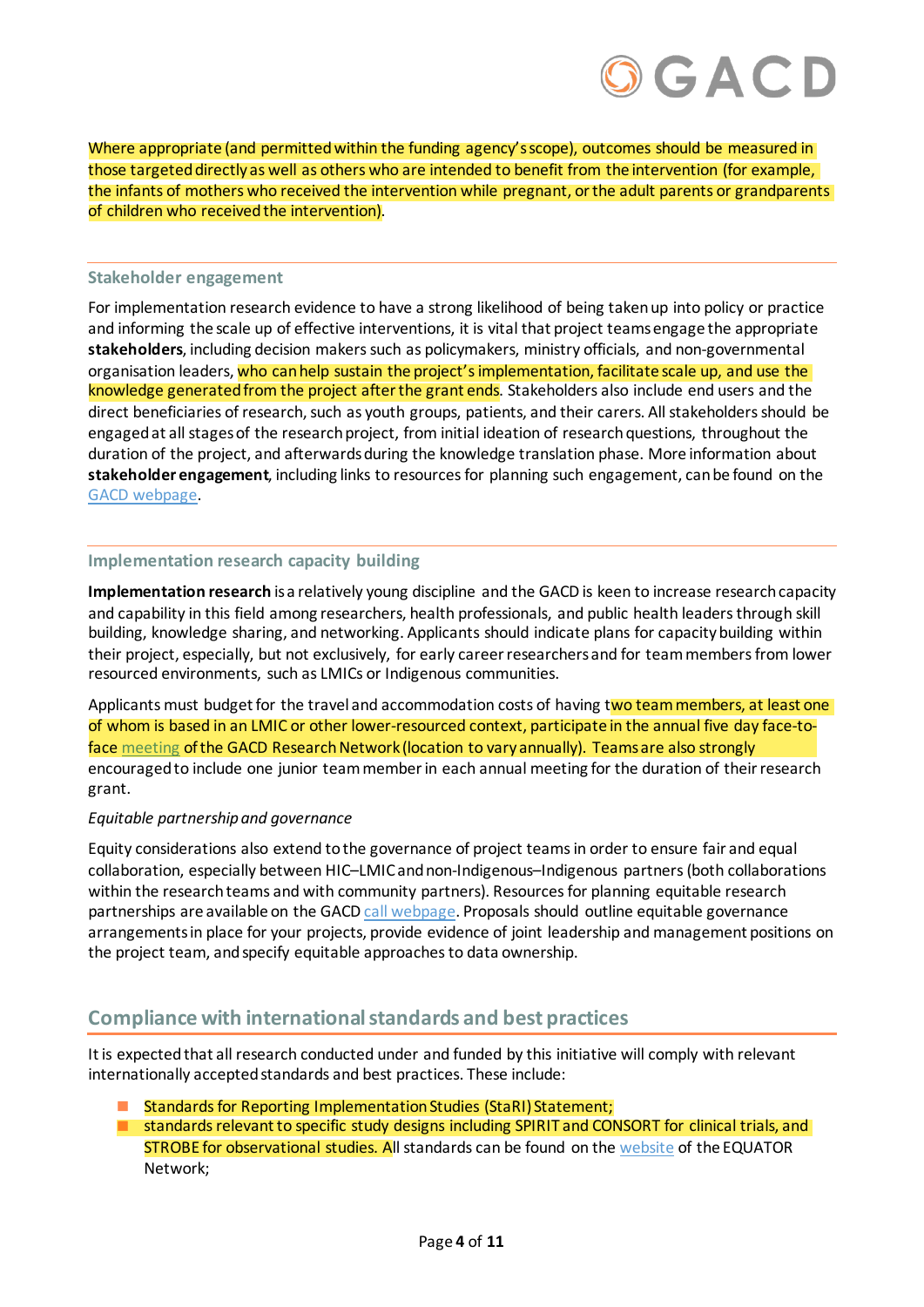Where appropriate (and permitted within the funding agency's scope), outcomes should be measured in those targeted directly as well as others who are intended to benefit from the intervention (for example, the infants of mothers who received the intervention while pregnant, or the adult parents or grandparents of children who received the intervention).

### Stakeholder engagement

For implementation research evidence to have a strong likelihood of being taken up into policy or practice and informing the scale up of effective interventions, it is vital that project teams engage the appropriate **stakeholders**, including decision makers such as policymakers, ministry officials, and non-governmental organisation leaders, who can help sustain the project's implementation, facilitate scale up, and use the knowledge generated from the project after the grant ends. Stakeholders also include end users and the direct beneficiaries of research, such as youth groups, patients, and their carers. All stakeholders should be engaged at all stages of the research project, from initial ideation of research questions, throughout the duration of the project, and afterwards during the knowledge translation phase. More information about **stakeholder engagement**, including links to resources for planning such engagement, can be found on the GACD webpage.

### Implementation research capacity building

**Implementation research** is a relatively young discipline and the GACD is keen to increase research capacity and capability in this field among researchers, health professionals, and public health leaders through skill building, knowledge sharing, and networking. Applicants should indicate plans for capacity building within their project, especially, but not exclusively, for early career researchers and for team members from lower resourced environments, such as LMICs or Indigenous communities.

Applicants must budget for the travel and accommodation costs of having two team members, at least one of whom is based in an LMIC or other lower-resourced context, participate in the annual five day face-to-face meeting of the GACD Research Network (location to vary annually). Teams are also strongly encouraged to include one junior team member in each annual meeting for the duration of their research grant.

*Equitable partnership and governance*

Equity considerations also extend to the governance of project teams in order to ensure fair and equal collaboration, especially between HIC–LMIC and non-Indigenous–Indigenous partners (both collaborations within the research teams and with community partners). Resources for planning equitable research partnerships are available on the GACD call webpage. Proposals should outline equitable governance arrangements in place for your projects, provide evidence of joint leadership and management positions on the project team, and specify equitable approaches to data ownership.

## Compliance with international standards and best practices

It is expected that all research conducted under and funded by this initiative will comply with relevant internationally accepted standards and best practices. These include:

- Standards for Reporting Implementation Studies (StaRI) Statement;
- standards relevant to specific study designs including SPIRIT and CONSORT for clinical trials, and STROBE for observational studies. All standards can be found on the website of the EQUATOR Network;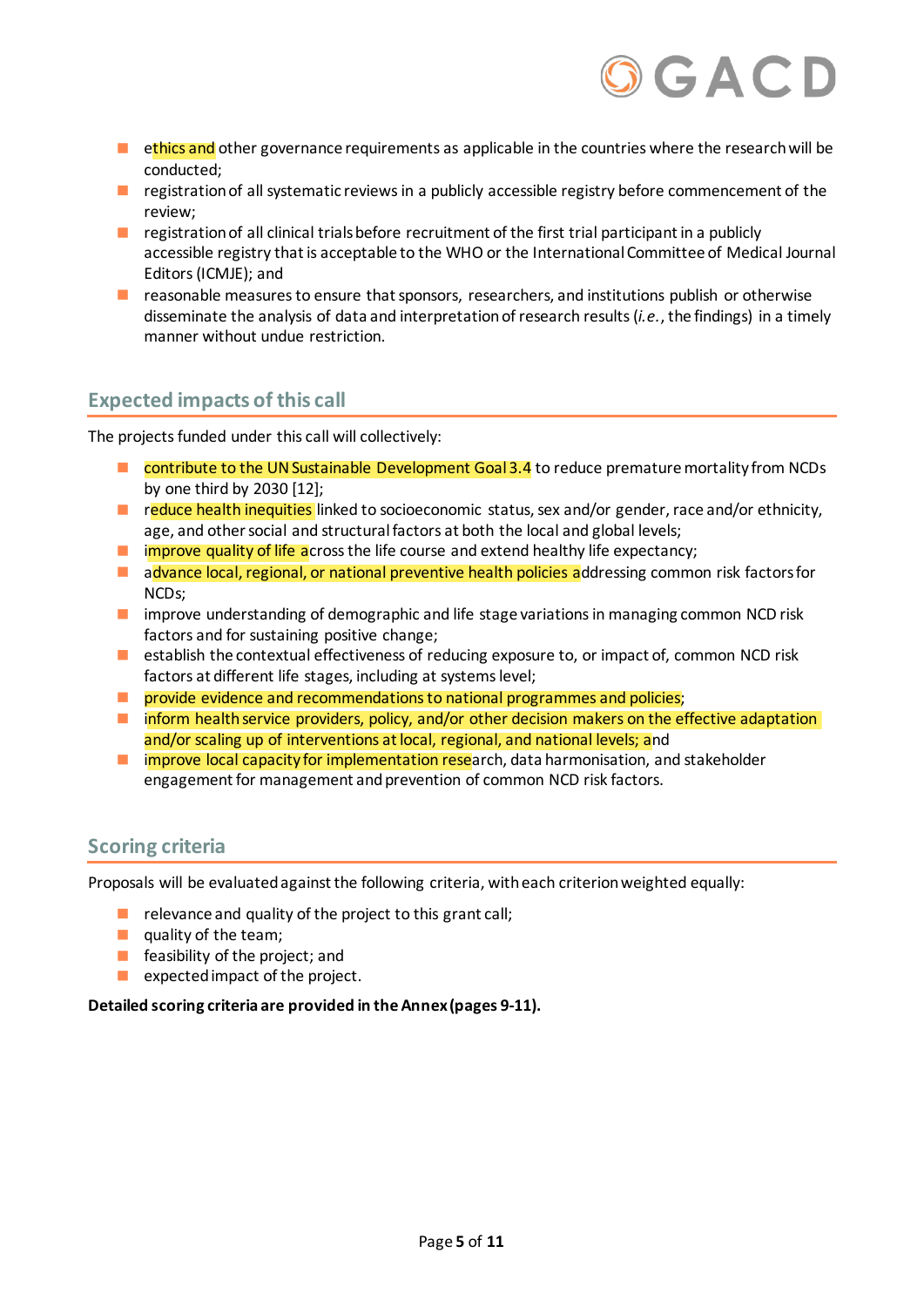- ethics and other governance requirements as applicable in the countries where the research will be conducted;
- registration of all systematic reviews in a publicly accessible registry before commencement of the review;
- registration of all clinical trials before recruitment of the first trial participant in a publicly accessible registry that is acceptable to the WHO or the International Committee of Medical Journal Editors (ICMJE); and
- reasonable measures to ensure that sponsors, researchers, and institutions publish or otherwise disseminate the analysis of data and interpretation of research results (*i.e.*, the findings) in a timely manner without undue restriction.

## Expected impacts of this call

The projects funded under this call will collectively:

- contribute to the UN Sustainable Development Goal 3.4 to reduce premature mortality from NCDs by one third by 2030 [12];
- reduce health inequities linked to socioeconomic status, sex and/or gender, race and/or ethnicity, age, and other social and structural factors at both the local and global levels;
- improve quality of life across the life course and extend healthy life expectancy;
- advance local, regional, or national preventive health policies addressing common risk factors for NCDs;
- improve understanding of demographic and life stage variations in managing common NCD risk factors and for sustaining positive change;
- establish the contextual effectiveness of reducing exposure to, or impact of, common NCD risk factors at different life stages, including at systems level;
- provide evidence and recommendations to national programmes and policies;
- inform health service providers, policy, and/or other decision makers on the effective adaptation and/or scaling up of interventions at local, regional, and national levels; and
- improve local capacity for implementation research, data harmonisation, and stakeholder engagement for management and prevention of common NCD risk factors.

## Scoring criteria

Proposals will be evaluated against the following criteria, with each criterion weighted equally:

- relevance and quality of the project to this grant call;
- quality of the team;
- feasibility of the project; and
- expected impact of the project.

**Detailed scoring criteria are provided in the Annex (pages 9-11).**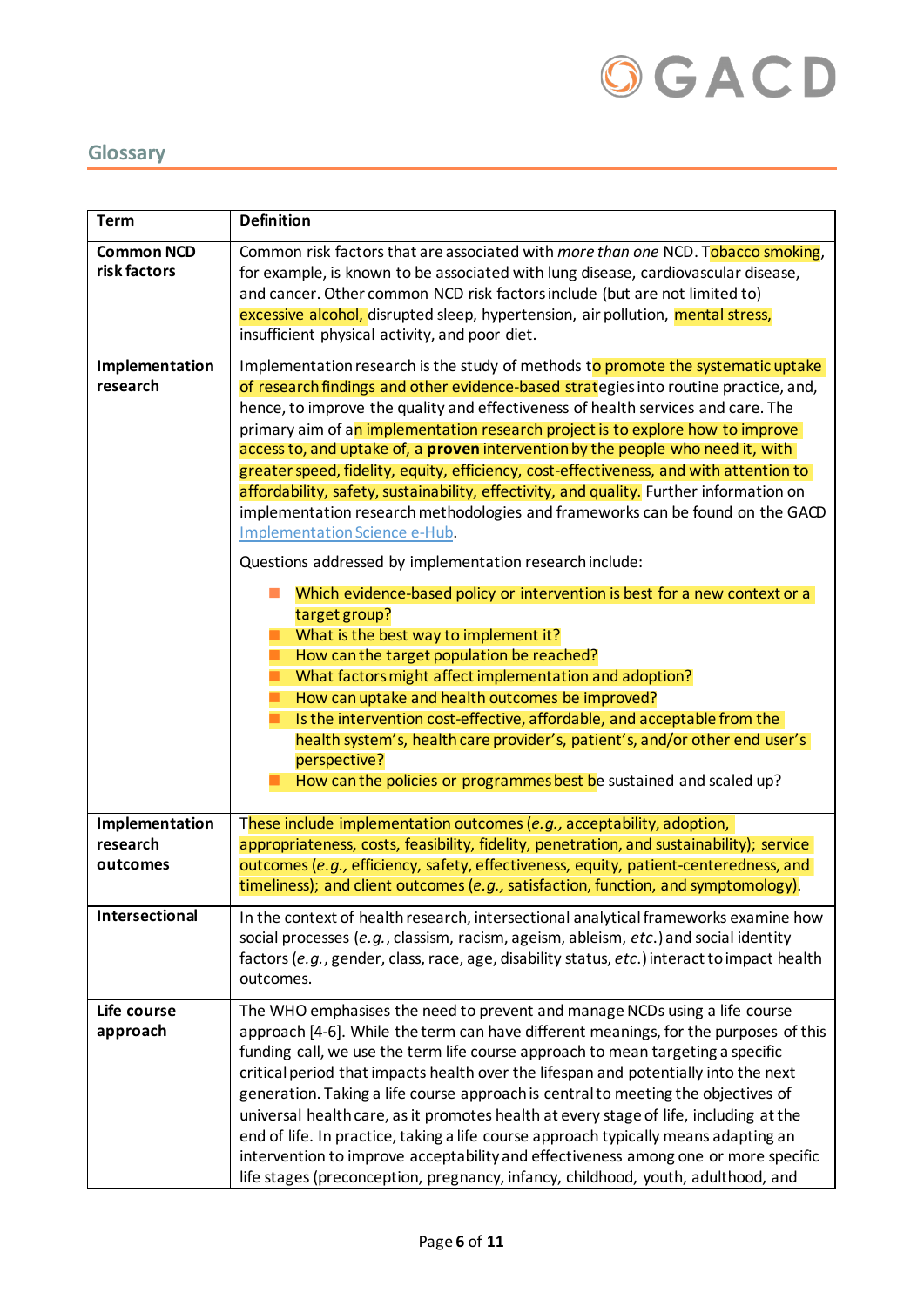## Glossary

| Term | Definition |
|---|---|
| **Common NCD risk factors** | Common risk factors that are associated with *more than one* NCD. Tobacco smoking, for example, is known to be associated with lung disease, cardiovascular disease, and cancer. Other common NCD risk factors include (but are not limited to) excessive alcohol, disrupted sleep, hypertension, air pollution, mental stress, insufficient physical activity, and poor diet. |
| **Implementation research** | Implementation research is the study of methods to promote the systematic uptake of research findings and other evidence-based strategies into routine practice, and, hence, to improve the quality and effectiveness of health services and care. The primary aim of an implementation research project is to explore how to improve access to, and uptake of, a **proven** intervention by the people who need it, with greater speed, fidelity, equity, efficiency, cost-effectiveness, and with attention to affordability, safety, sustainability, effectivity, and quality. Further information on implementation research methodologies and frameworks can be found on the GACD Implementation Science e-Hub.<br><br>Questions addressed by implementation research include:<br>- Which evidence-based policy or intervention is best for a new context or a target group?<br>- What is the best way to implement it?<br>- How can the target population be reached?<br>- What factors might affect implementation and adoption?<br>- How can uptake and health outcomes be improved?<br>- Is the intervention cost-effective, affordable, and acceptable from the health system's, health care provider's, patient's, and/or other end user's perspective?<br>- How can the policies or programmes best be sustained and scaled up? |
| **Implementation research outcomes** | These include implementation outcomes (*e.g.,* acceptability, adoption, appropriateness, costs, feasibility, fidelity, penetration, and sustainability); service outcomes (*e.g.,* efficiency, safety, effectiveness, equity, patient-centeredness, and timeliness); and client outcomes (*e.g.,* satisfaction, function, and symptomology). |
| **Intersectional** | In the context of health research, intersectional analytical frameworks examine how social processes (*e.g.*, classism, racism, ageism, ableism, *etc.*) and social identity factors (*e.g.*, gender, class, race, age, disability status, *etc.*) interact to impact health outcomes. |
| **Life course approach** | The WHO emphasises the need to prevent and manage NCDs using a life course approach [4-6]. While the term can have different meanings, for the purposes of this funding call, we use the term life course approach to mean targeting a specific critical period that impacts health over the lifespan and potentially into the next generation. Taking a life course approach is central to meeting the objectives of universal health care, as it promotes health at every stage of life, including at the end of life. In practice, taking a life course approach typically means adapting an intervention to improve acceptability and effectiveness among one or more specific life stages (preconception, pregnancy, infancy, childhood, youth, adulthood, and |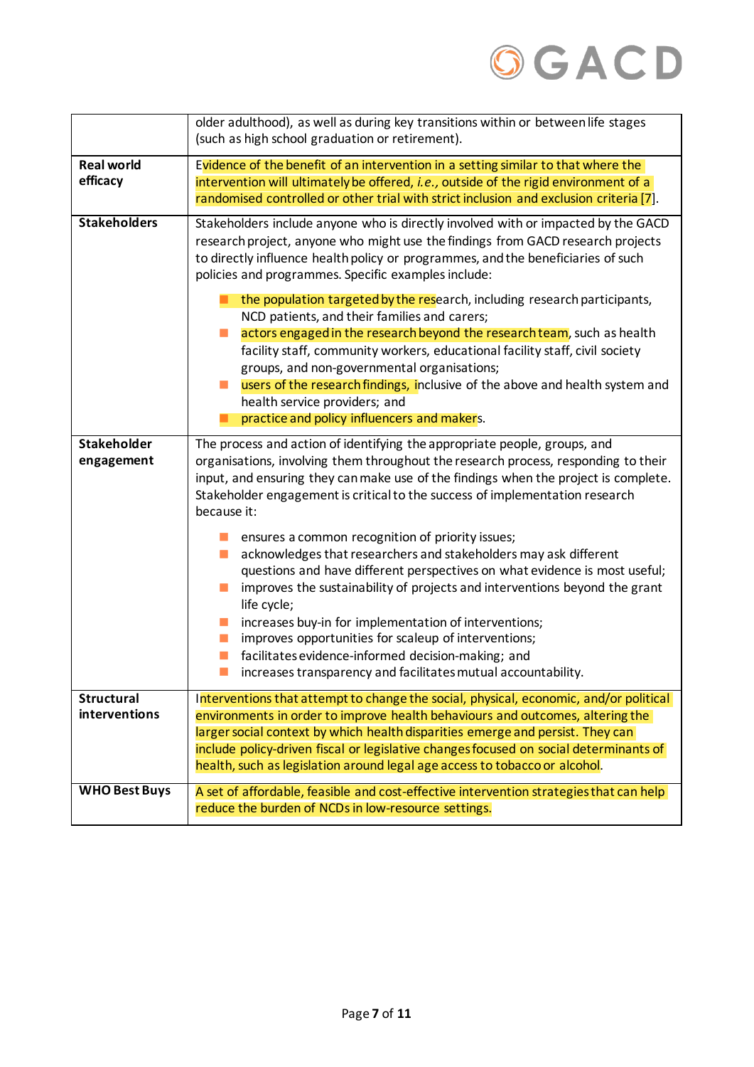| | |
|---|---|
| | older adulthood), as well as during key transitions within or between life stages (such as high school graduation or retirement). |
| **Real world efficacy** | Evidence of the benefit of an intervention in a setting similar to that where the intervention will ultimately be offered, *i.e.*, outside of the rigid environment of a randomised controlled or other trial with strict inclusion and exclusion criteria [7]. |
| **Stakeholders** | Stakeholders include anyone who is directly involved with or impacted by the GACD research project, anyone who might use the findings from GACD research projects to directly influence health policy or programmes, and the beneficiaries of such policies and programmes. Specific examples include:<br>- the population targeted by the research, including research participants, NCD patients, and their families and carers;<br>- actors engaged in the research beyond the research team, such as health facility staff, community workers, educational facility staff, civil society groups, and non-governmental organisations;<br>- users of the research findings, inclusive of the above and health system and health service providers; and<br>- practice and policy influencers and makers. |
| **Stakeholder engagement** | The process and action of identifying the appropriate people, groups, and organisations, involving them throughout the research process, responding to their input, and ensuring they can make use of the findings when the project is complete. Stakeholder engagement is critical to the success of implementation research because it:<br>- ensures a common recognition of priority issues;<br>- acknowledges that researchers and stakeholders may ask different questions and have different perspectives on what evidence is most useful;<br>- improves the sustainability of projects and interventions beyond the grant life cycle;<br>- increases buy-in for implementation of interventions;<br>- improves opportunities for scaleup of interventions;<br>- facilitates evidence-informed decision-making; and<br>- increases transparency and facilitates mutual accountability. |
| **Structural interventions** | Interventions that attempt to change the social, physical, economic, and/or political environments in order to improve health behaviours and outcomes, altering the larger social context by which health disparities emerge and persist. They can include policy-driven fiscal or legislative changes focused on social determinants of health, such as legislation around legal age access to tobacco or alcohol. |
| **WHO Best Buys** | A set of affordable, feasible and cost-effective intervention strategies that can help reduce the burden of NCDs in low-resource settings. |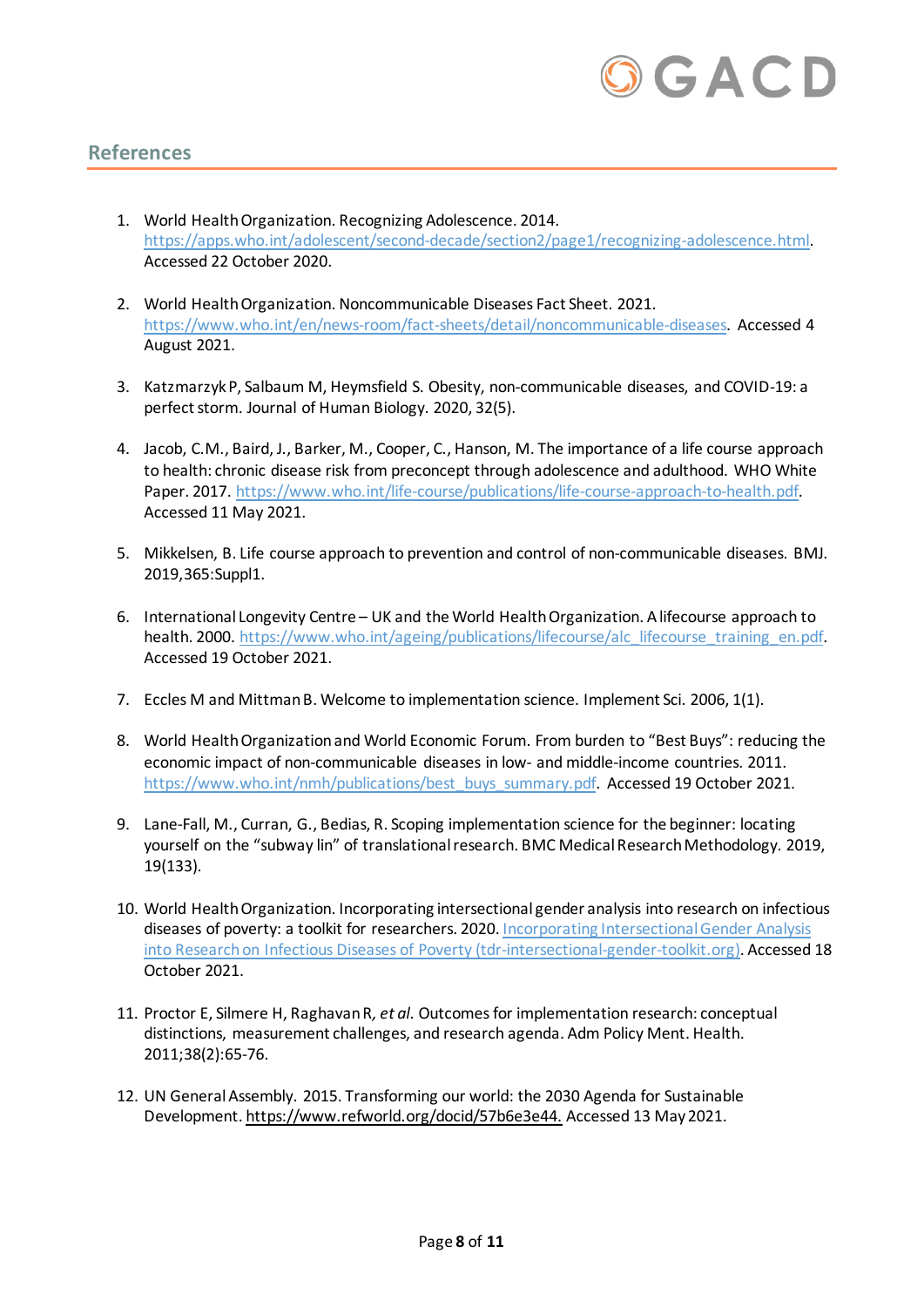## References

1. World Health Organization. Recognizing Adolescence. 2014. https://apps.who.int/adolescent/second-decade/section2/page1/recognizing-adolescence.html. Accessed 22 October 2020.

2. World Health Organization. Noncommunicable Diseases Fact Sheet. 2021. https://www.who.int/en/news-room/fact-sheets/detail/noncommunicable-diseases. Accessed 4 August 2021.

3. Katzmarzyk P, Salbaum M, Heymsfield S. Obesity, non-communicable diseases, and COVID-19: a perfect storm. Journal of Human Biology. 2020, 32(5).

4. Jacob, C.M., Baird, J., Barker, M., Cooper, C., Hanson, M. The importance of a life course approach to health: chronic disease risk from preconcept through adolescence and adulthood. WHO White Paper. 2017. https://www.who.int/life-course/publications/life-course-approach-to-health.pdf. Accessed 11 May 2021.

5. Mikkelsen, B. Life course approach to prevention and control of non-communicable diseases. BMJ. 2019,365:Suppl1.

6. International Longevity Centre – UK and the World Health Organization. A lifecourse approach to health. 2000. https://www.who.int/ageing/publications/lifecourse/alc_lifecourse_training_en.pdf. Accessed 19 October 2021.

7. Eccles M and Mittman B. Welcome to implementation science. Implement Sci. 2006, 1(1).

8. World Health Organization and World Economic Forum. From burden to "Best Buys": reducing the economic impact of non-communicable diseases in low- and middle-income countries. 2011. https://www.who.int/nmh/publications/best_buys_summary.pdf. Accessed 19 October 2021.

9. Lane-Fall, M., Curran, G., Bedias, R. Scoping implementation science for the beginner: locating yourself on the "subway lin" of translational research. BMC Medical Research Methodology. 2019, 19(133).

10. World Health Organization. Incorporating intersectional gender analysis into research on infectious diseases of poverty: a toolkit for researchers. 2020. Incorporating Intersectional Gender Analysis into Research on Infectious Diseases of Poverty (tdr-intersectional-gender-toolkit.org). Accessed 18 October 2021.

11. Proctor E, Silmere H, Raghavan R, *et al*. Outcomes for implementation research: conceptual distinctions, measurement challenges, and research agenda. Adm Policy Ment. Health. 2011;38(2):65-76.

12. UN General Assembly. 2015. Transforming our world: the 2030 Agenda for Sustainable Development. https://www.refworld.org/docid/57b6e3e44. Accessed 13 May 2021.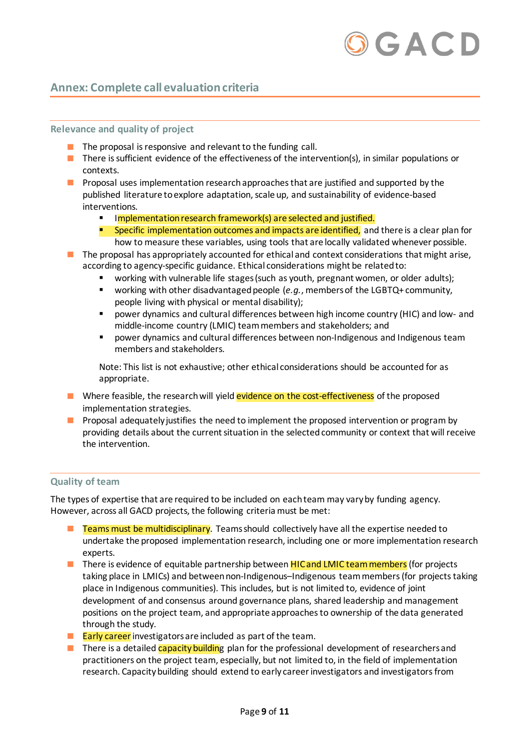## Annex: Complete call evaluation criteria

### Relevance and quality of project

- The proposal is responsive and relevant to the funding call.
- There is sufficient evidence of the effectiveness of the intervention(s), in similar populations or contexts.
- Proposal uses implementation research approaches that are justified and supported by the published literature to explore adaptation, scale up, and sustainability of evidence-based interventions.
  - Implementation research framework(s) are selected and justified.
  - Specific implementation outcomes and impacts are identified, and there is a clear plan for how to measure these variables, using tools that are locally validated whenever possible.
- The proposal has appropriately accounted for ethical and context considerations that might arise, according to agency-specific guidance. Ethical considerations might be related to:
  - working with vulnerable life stages (such as youth, pregnant women, or older adults);
  - working with other disadvantaged people (*e.g.*, members of the LGBTQ+ community, people living with physical or mental disability);
  - power dynamics and cultural differences between high income country (HIC) and low- and middle-income country (LMIC) team members and stakeholders; and
  - power dynamics and cultural differences between non-Indigenous and Indigenous team members and stakeholders.

  Note: This list is not exhaustive; other ethical considerations should be accounted for as appropriate.

- Where feasible, the research will yield evidence on the cost-effectiveness of the proposed implementation strategies.
- Proposal adequately justifies the need to implement the proposed intervention or program by providing details about the current situation in the selected community or context that will receive the intervention.

### Quality of team

The types of expertise that are required to be included on each team may vary by funding agency. However, across all GACD projects, the following criteria must be met:

- Teams must be multidisciplinary. Teams should collectively have all the expertise needed to undertake the proposed implementation research, including one or more implementation research experts.
- There is evidence of equitable partnership between HIC and LMIC team members (for projects taking place in LMICs) and between non-Indigenous–Indigenous team members (for projects taking place in Indigenous communities). This includes, but is not limited to, evidence of joint development of and consensus around governance plans, shared leadership and management positions on the project team, and appropriate approaches to ownership of the data generated through the study.
- Early career investigators are included as part of the team.
- There is a detailed capacity building plan for the professional development of researchers and practitioners on the project team, especially, but not limited to, in the field of implementation research. Capacity building should extend to early career investigators and investigators from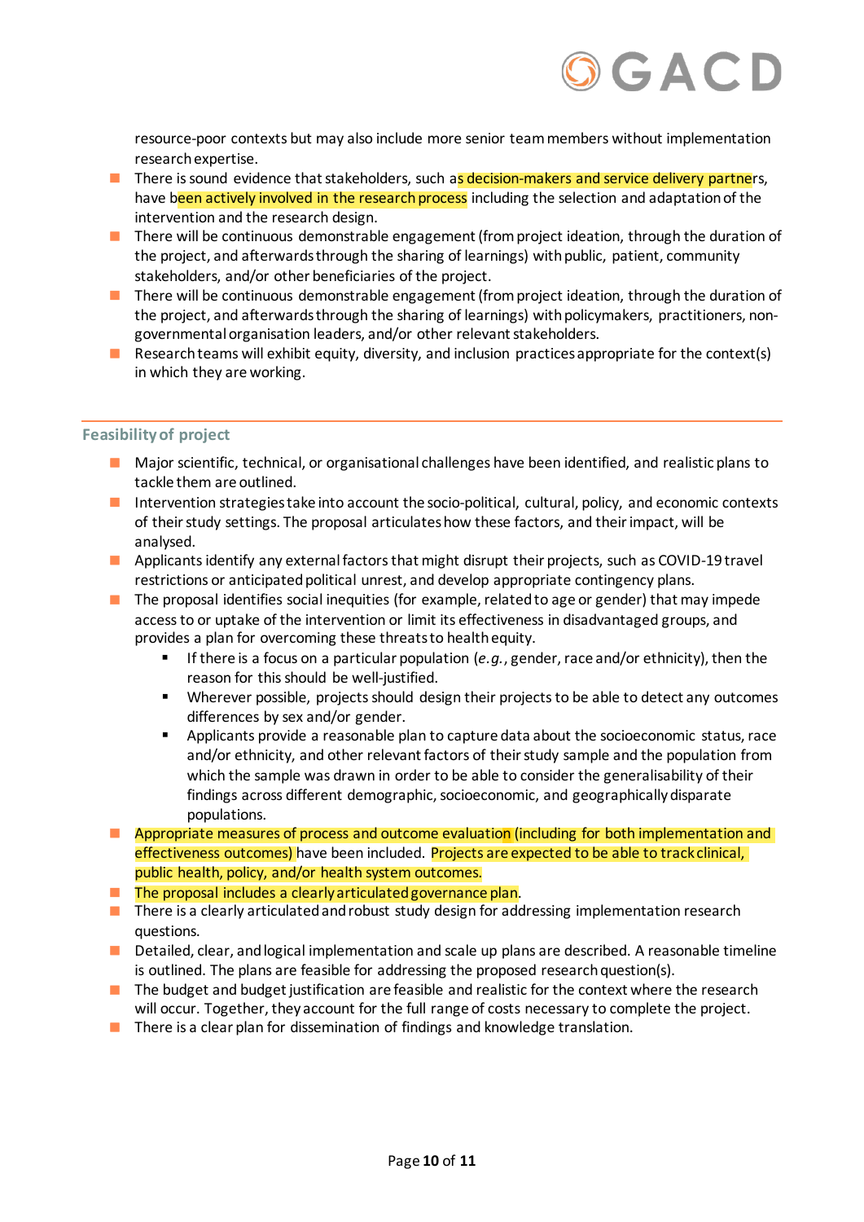resource-poor contexts but may also include more senior team members without implementation research expertise.

- There is sound evidence that stakeholders, such as decision-makers and service delivery partners, have been actively involved in the research process including the selection and adaptation of the intervention and the research design.
- There will be continuous demonstrable engagement (from project ideation, through the duration of the project, and afterwards through the sharing of learnings) with public, patient, community stakeholders, and/or other beneficiaries of the project.
- There will be continuous demonstrable engagement (from project ideation, through the duration of the project, and afterwards through the sharing of learnings) with policymakers, practitioners, non-governmental organisation leaders, and/or other relevant stakeholders.
- Research teams will exhibit equity, diversity, and inclusion practices appropriate for the context(s) in which they are working.

## Feasibility of project

- Major scientific, technical, or organisational challenges have been identified, and realistic plans to tackle them are outlined.
- Intervention strategies take into account the socio-political, cultural, policy, and economic contexts of their study settings. The proposal articulates how these factors, and their impact, will be analysed.
- Applicants identify any external factors that might disrupt their projects, such as COVID-19 travel restrictions or anticipated political unrest, and develop appropriate contingency plans.
- The proposal identifies social inequities (for example, related to age or gender) that may impede access to or uptake of the intervention or limit its effectiveness in disadvantaged groups, and provides a plan for overcoming these threats to health equity.
  - If there is a focus on a particular population (*e.g.*, gender, race and/or ethnicity), then the reason for this should be well-justified.
  - Wherever possible, projects should design their projects to be able to detect any outcomes differences by sex and/or gender.
  - Applicants provide a reasonable plan to capture data about the socioeconomic status, race and/or ethnicity, and other relevant factors of their study sample and the population from which the sample was drawn in order to be able to consider the generalisability of their findings across different demographic, socioeconomic, and geographically disparate populations.
- Appropriate measures of process and outcome evaluation (including for both implementation and effectiveness outcomes) have been included. Projects are expected to be able to track clinical, public health, policy, and/or health system outcomes.
- The proposal includes a clearly articulated governance plan.
- There is a clearly articulated and robust study design for addressing implementation research questions.
- Detailed, clear, and logical implementation and scale up plans are described. A reasonable timeline is outlined. The plans are feasible for addressing the proposed research question(s).
- The budget and budget justification are feasible and realistic for the context where the research will occur. Together, they account for the full range of costs necessary to complete the project.
- There is a clear plan for dissemination of findings and knowledge translation.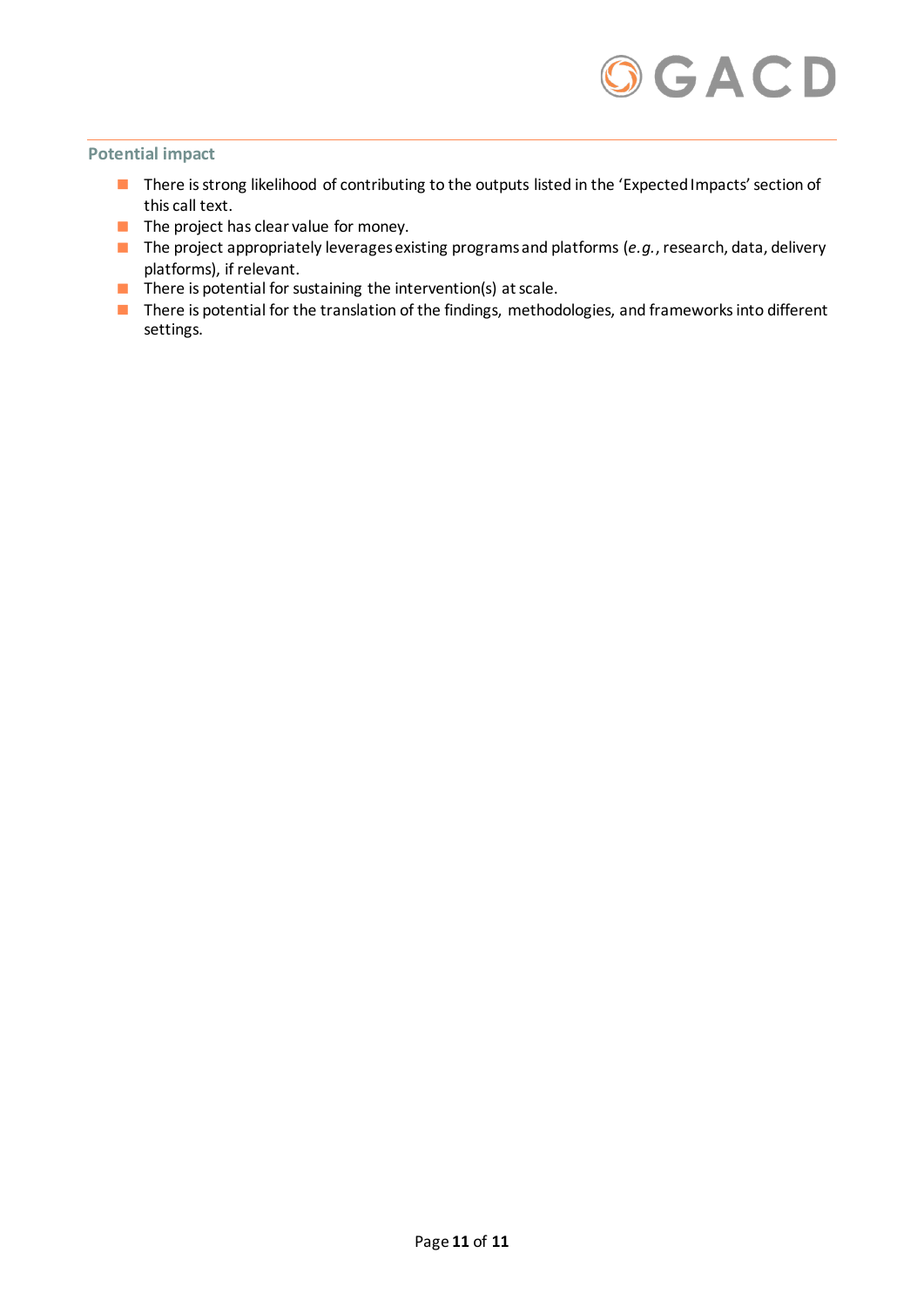### Potential impact

- There is strong likelihood of contributing to the outputs listed in the 'Expected Impacts' section of this call text.
- The project has clear value for money.
- The project appropriately leverages existing programs and platforms (*e.g.*, research, data, delivery platforms), if relevant.
- There is potential for sustaining the intervention(s) at scale.
- There is potential for the translation of the findings, methodologies, and frameworks into different settings.